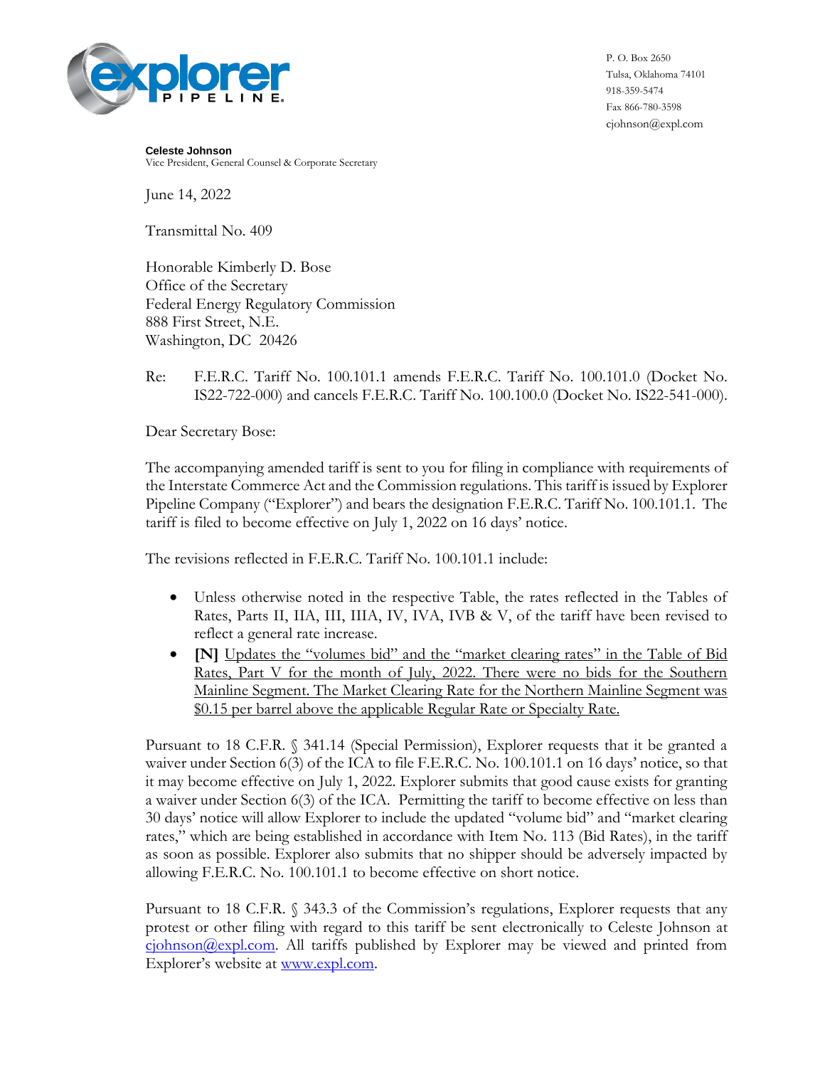P. O. Box 2650
Tulsa, Oklahoma 74101
918-359-5474
Fax 866-780-3598
cjohnson@expl.com

**Celeste Johnson**
Vice President, General Counsel & Corporate Secretary

June 14, 2022

Transmittal No. 409

Honorable Kimberly D. Bose
Office of the Secretary
Federal Energy Regulatory Commission
888 First Street, N.E.
Washington, DC 20426

Re: F.E.R.C. Tariff No. 100.101.1 amends F.E.R.C. Tariff No. 100.101.0 (Docket No. IS22-722-000) and cancels F.E.R.C. Tariff No. 100.100.0 (Docket No. IS22-541-000).

Dear Secretary Bose:

The accompanying amended tariff is sent to you for filing in compliance with requirements of the Interstate Commerce Act and the Commission regulations. This tariff is issued by Explorer Pipeline Company ("Explorer") and bears the designation F.E.R.C. Tariff No. 100.101.1. The tariff is filed to become effective on July 1, 2022 on 16 days' notice.

The revisions reflected in F.E.R.C. Tariff No. 100.101.1 include:

- Unless otherwise noted in the respective Table, the rates reflected in the Tables of Rates, Parts II, IIA, III, IIIA, IV, IVA, IVB & V, of the tariff have been revised to reflect a general rate increase.
- **[N]** Updates the "volumes bid" and the "market clearing rates" in the Table of Bid Rates, Part V for the month of July, 2022. There were no bids for the Southern Mainline Segment. The Market Clearing Rate for the Northern Mainline Segment was $0.15 per barrel above the applicable Regular Rate or Specialty Rate.

Pursuant to 18 C.F.R. § 341.14 (Special Permission), Explorer requests that it be granted a waiver under Section 6(3) of the ICA to file F.E.R.C. No. 100.101.1 on 16 days' notice, so that it may become effective on July 1, 2022. Explorer submits that good cause exists for granting a waiver under Section 6(3) of the ICA. Permitting the tariff to become effective on less than 30 days' notice will allow Explorer to include the updated "volume bid" and "market clearing rates," which are being established in accordance with Item No. 113 (Bid Rates), in the tariff as soon as possible. Explorer also submits that no shipper should be adversely impacted by allowing F.E.R.C. No. 100.101.1 to become effective on short notice.

Pursuant to 18 C.F.R. § 343.3 of the Commission's regulations, Explorer requests that any protest or other filing with regard to this tariff be sent electronically to Celeste Johnson at cjohnson@expl.com. All tariffs published by Explorer may be viewed and printed from Explorer's website at www.expl.com.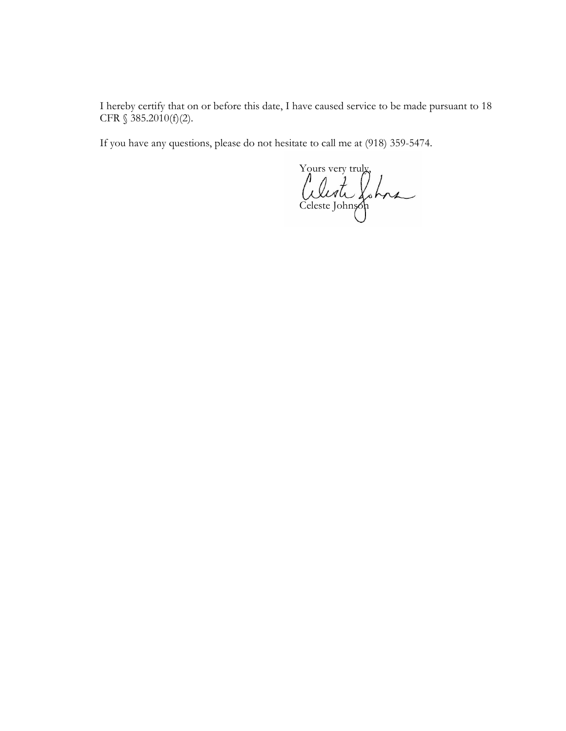I hereby certify that on or before this date, I have caused service to be made pursuant to 18 CFR § 385.2010(f)(2).

If you have any questions, please do not hesitate to call me at (918) 359-5474.

Yours very truly,

Celeste Johnson